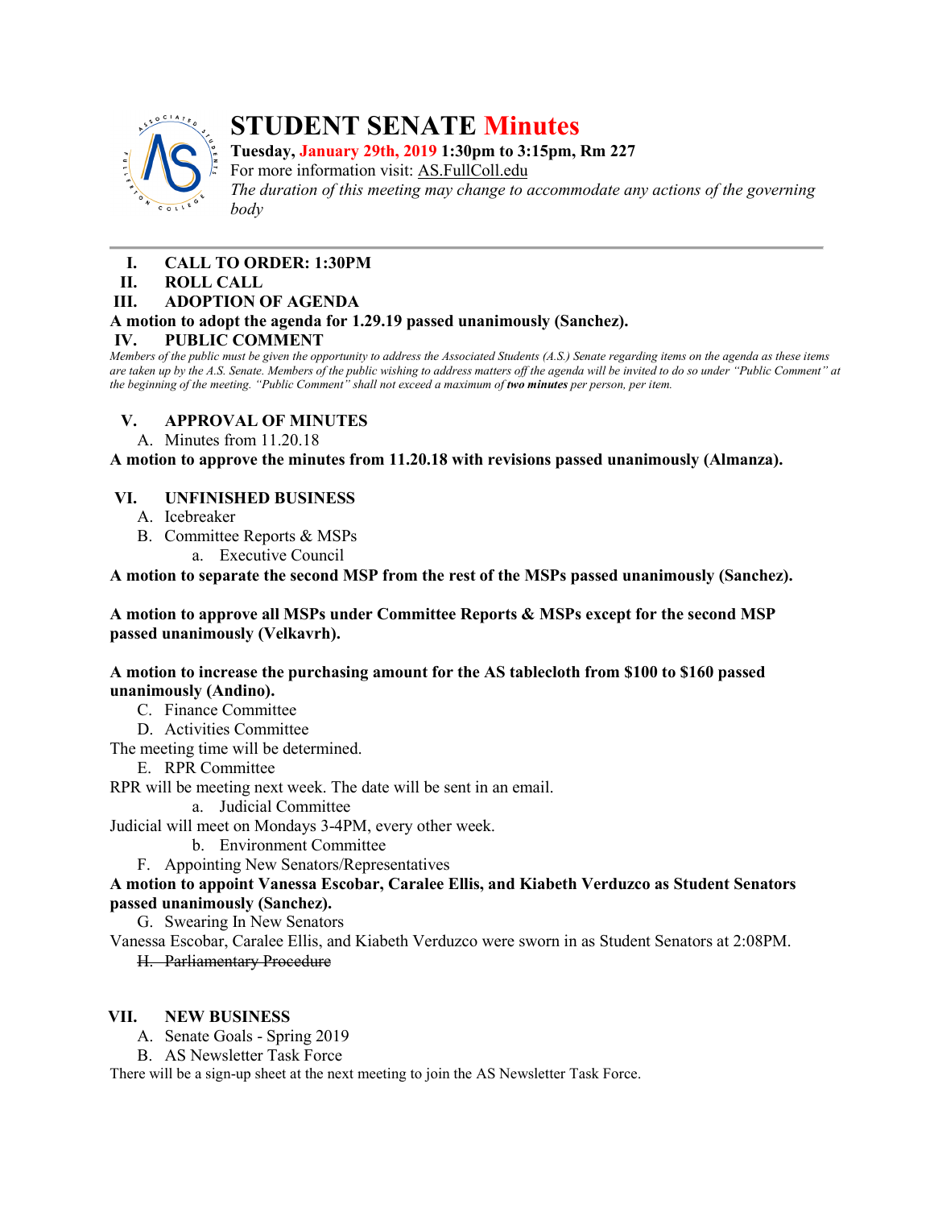# STUDENT SENATE Minutes

**Tuesday, January 29th, 2019 1:30pm to 3:15pm, Rm 227**
For more information visit: AS.FullColl.edu
*The duration of this meeting may change to accommodate any actions of the governing body*

---

I. **CALL TO ORDER: 1:30PM**

II. **ROLL CALL**

III. **ADOPTION OF AGENDA**

**A motion to adopt the agenda for 1.29.19 passed unanimously (Sanchez).**

IV. **PUBLIC COMMENT**

*Members of the public must be given the opportunity to address the Associated Students (A.S.) Senate regarding items on the agenda as these items are taken up by the A.S. Senate. Members of the public wishing to address matters off the agenda will be invited to do so under "Public Comment" at the beginning of the meeting. "Public Comment" shall not exceed a maximum of* ***two minutes*** *per person, per item.*

V. **APPROVAL OF MINUTES**

A. Minutes from 11.20.18

**A motion to approve the minutes from 11.20.18 with revisions passed unanimously (Almanza).**

VI. **UNFINISHED BUSINESS**

A. Icebreaker

B. Committee Reports & MSPs

a. Executive Council

**A motion to separate the second MSP from the rest of the MSPs passed unanimously (Sanchez).**

**A motion to approve all MSPs under Committee Reports & MSPs except for the second MSP passed unanimously (Velkavrh).**

**A motion to increase the purchasing amount for the AS tablecloth from $100 to $160 passed unanimously (Andino).**

C. Finance Committee

D. Activities Committee

The meeting time will be determined.

E. RPR Committee

RPR will be meeting next week. The date will be sent in an email.

a. Judicial Committee

Judicial will meet on Mondays 3-4PM, every other week.

b. Environment Committee

F. Appointing New Senators/Representatives

**A motion to appoint Vanessa Escobar, Caralee Ellis, and Kiabeth Verduzco as Student Senators passed unanimously (Sanchez).**

G. Swearing In New Senators

Vanessa Escobar, Caralee Ellis, and Kiabeth Verduzco were sworn in as Student Senators at 2:08PM.

~~H. Parliamentary Procedure~~

VII. **NEW BUSINESS**

A. Senate Goals - Spring 2019

B. AS Newsletter Task Force

There will be a sign-up sheet at the next meeting to join the AS Newsletter Task Force.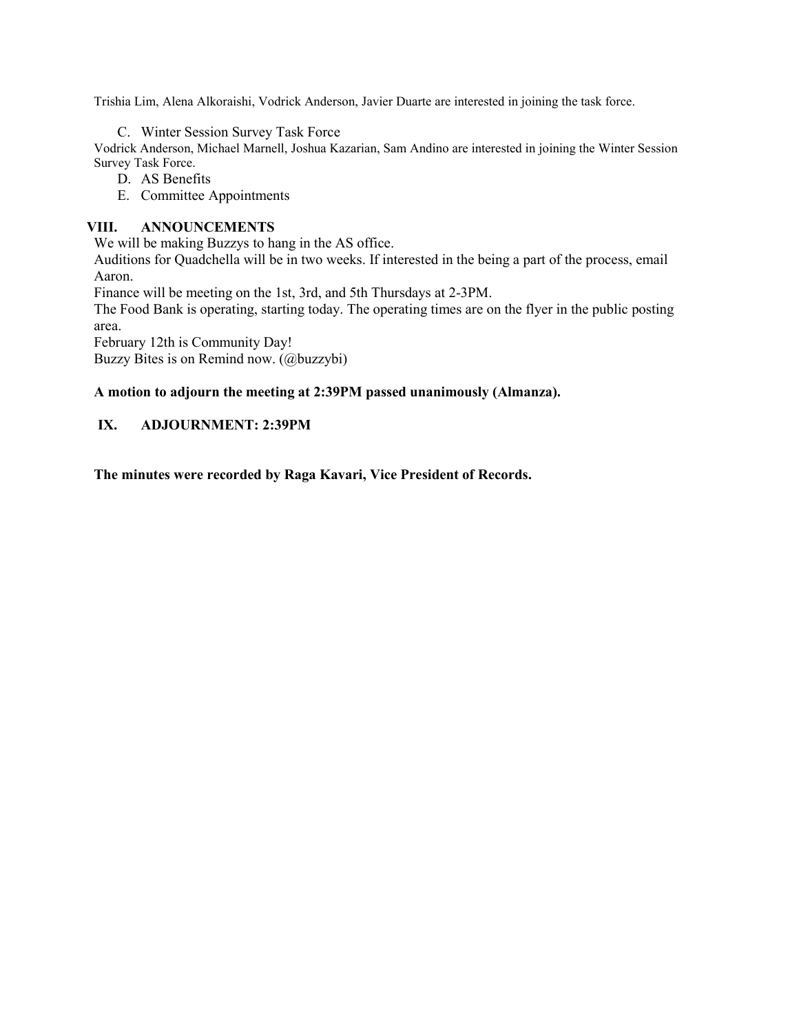Trishia Lim, Alena Alkoraishi, Vodrick Anderson, Javier Duarte are interested in joining the task force.

C. Winter Session Survey Task Force

Vodrick Anderson, Michael Marnell, Joshua Kazarian, Sam Andino are interested in joining the Winter Session Survey Task Force.

D. AS Benefits

E. Committee Appointments

## VIII. ANNOUNCEMENTS

We will be making Buzzys to hang in the AS office.
Auditions for Quadchella will be in two weeks. If interested in the being a part of the process, email Aaron.
Finance will be meeting on the 1st, 3rd, and 5th Thursdays at 2-3PM.
The Food Bank is operating, starting today. The operating times are on the flyer in the public posting area.
February 12th is Community Day!
Buzzy Bites is on Remind now. (@buzzybi)

**A motion to adjourn the meeting at 2:39PM passed unanimously (Almanza).**

## IX. ADJOURNMENT: 2:39PM

**The minutes were recorded by Raga Kavari, Vice President of Records.**